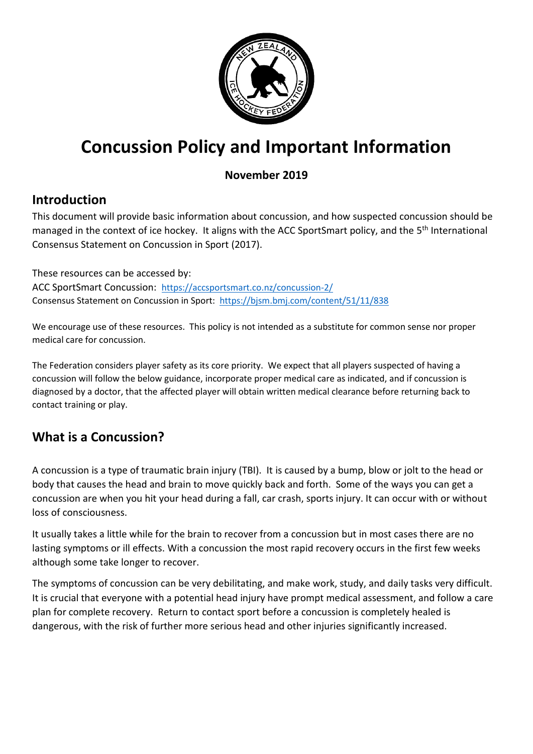# Concussion Policy and Important Information

**November 2019**

## Introduction

This document will provide basic information about concussion, and how suspected concussion should be managed in the context of ice hockey. It aligns with the ACC SportSmart policy, and the 5th International Consensus Statement on Concussion in Sport (2017).

These resources can be accessed by:
ACC SportSmart Concussion: https://accsportsmart.co.nz/concussion-2/
Consensus Statement on Concussion in Sport: https://bjsm.bmj.com/content/51/11/838

We encourage use of these resources. This policy is not intended as a substitute for common sense nor proper medical care for concussion.

The Federation considers player safety as its core priority. We expect that all players suspected of having a concussion will follow the below guidance, incorporate proper medical care as indicated, and if concussion is diagnosed by a doctor, that the affected player will obtain written medical clearance before returning back to contact training or play.

## What is a Concussion?

A concussion is a type of traumatic brain injury (TBI). It is caused by a bump, blow or jolt to the head or body that causes the head and brain to move quickly back and forth. Some of the ways you can get a concussion are when you hit your head during a fall, car crash, sports injury. It can occur with or without loss of consciousness.

It usually takes a little while for the brain to recover from a concussion but in most cases there are no lasting symptoms or ill effects. With a concussion the most rapid recovery occurs in the first few weeks although some take longer to recover.

The symptoms of concussion can be very debilitating, and make work, study, and daily tasks very difficult. It is crucial that everyone with a potential head injury have prompt medical assessment, and follow a care plan for complete recovery. Return to contact sport before a concussion is completely healed is dangerous, with the risk of further more serious head and other injuries significantly increased.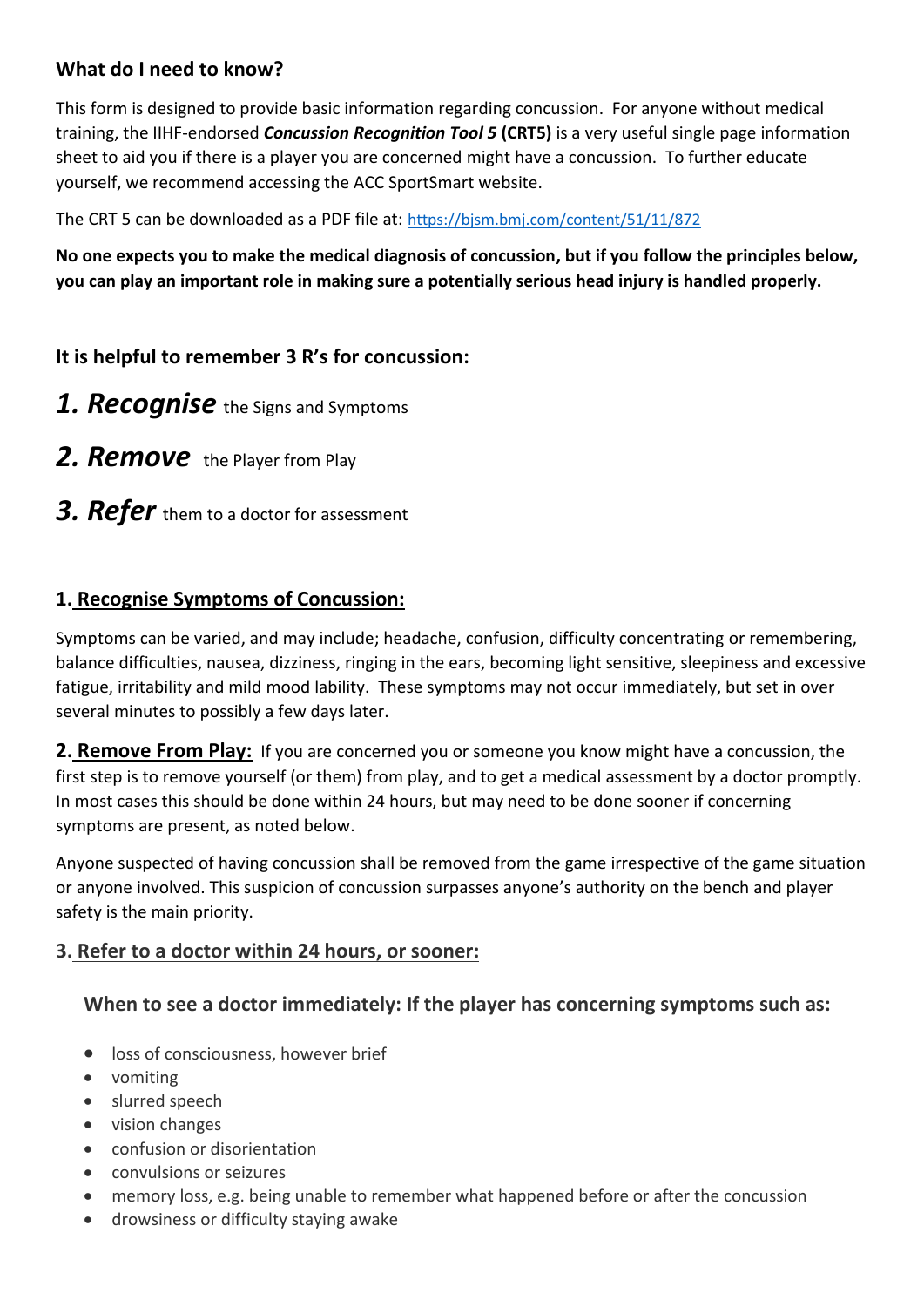## What do I need to know?

This form is designed to provide basic information regarding concussion. For anyone without medical training, the IIHF-endorsed ***Concussion Recognition Tool 5*** **(CRT5)** is a very useful single page information sheet to aid you if there is a player you are concerned might have a concussion. To further educate yourself, we recommend accessing the ACC SportSmart website.

The CRT 5 can be downloaded as a PDF file at: https://bjsm.bmj.com/content/51/11/872

**No one expects you to make the medical diagnosis of concussion, but if you follow the principles below, you can play an important role in making sure a potentially serious head injury is handled properly.**

### It is helpful to remember 3 R's for concussion:

***1. Recognise*** the Signs and Symptoms

***2. Remove*** the Player from Play

***3. Refer*** them to a doctor for assessment

### 1. Recognise Symptoms of Concussion:

Symptoms can be varied, and may include; headache, confusion, difficulty concentrating or remembering, balance difficulties, nausea, dizziness, ringing in the ears, becoming light sensitive, sleepiness and excessive fatigue, irritability and mild mood lability. These symptoms may not occur immediately, but set in over several minutes to possibly a few days later.

**2. Remove From Play:** If you are concerned you or someone you know might have a concussion, the first step is to remove yourself (or them) from play, and to get a medical assessment by a doctor promptly. In most cases this should be done within 24 hours, but may need to be done sooner if concerning symptoms are present, as noted below.

Anyone suspected of having concussion shall be removed from the game irrespective of the game situation or anyone involved. This suspicion of concussion surpasses anyone's authority on the bench and player safety is the main priority.

### 3. Refer to a doctor within 24 hours, or sooner:

#### When to see a doctor immediately: If the player has concerning symptoms such as:

- loss of consciousness, however brief
- vomiting
- slurred speech
- vision changes
- confusion or disorientation
- convulsions or seizures
- memory loss, e.g. being unable to remember what happened before or after the concussion
- drowsiness or difficulty staying awake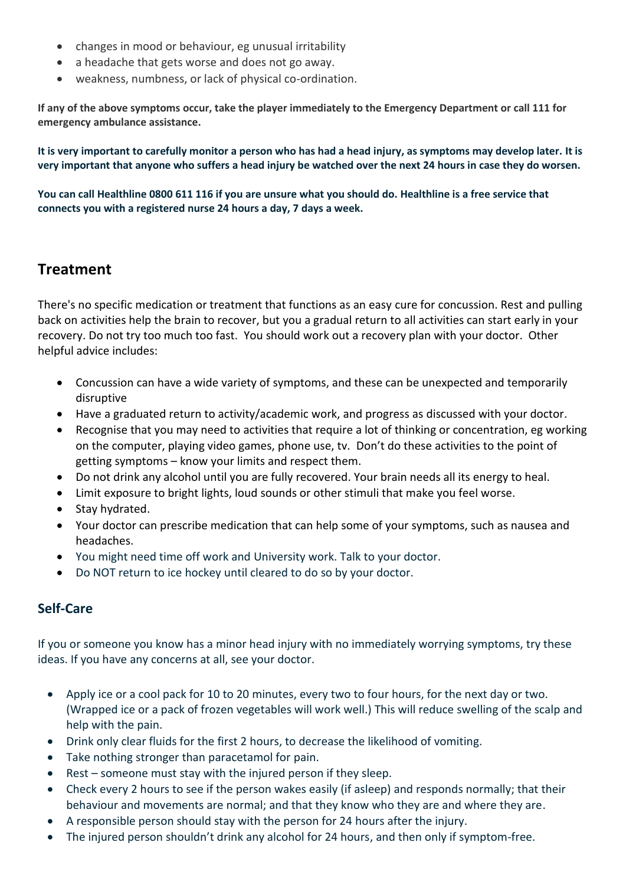- changes in mood or behaviour, eg unusual irritability
- a headache that gets worse and does not go away.
- weakness, numbness, or lack of physical co-ordination.

**If any of the above symptoms occur, take the player immediately to the Emergency Department or call 111 for emergency ambulance assistance.**

**It is very important to carefully monitor a person who has had a head injury, as symptoms may develop later. It is very important that anyone who suffers a head injury be watched over the next 24 hours in case they do worsen.**

**You can call Healthline 0800 611 116 if you are unsure what you should do. Healthline is a free service that connects you with a registered nurse 24 hours a day, 7 days a week.**

## Treatment

There's no specific medication or treatment that functions as an easy cure for concussion. Rest and pulling back on activities help the brain to recover, but you a gradual return to all activities can start early in your recovery. Do not try too much too fast. You should work out a recovery plan with your doctor. Other helpful advice includes:

- Concussion can have a wide variety of symptoms, and these can be unexpected and temporarily disruptive
- Have a graduated return to activity/academic work, and progress as discussed with your doctor.
- Recognise that you may need to activities that require a lot of thinking or concentration, eg working on the computer, playing video games, phone use, tv. Don't do these activities to the point of getting symptoms – know your limits and respect them.
- Do not drink any alcohol until you are fully recovered. Your brain needs all its energy to heal.
- Limit exposure to bright lights, loud sounds or other stimuli that make you feel worse.
- Stay hydrated.
- Your doctor can prescribe medication that can help some of your symptoms, such as nausea and headaches.
- You might need time off work and University work. Talk to your doctor.
- Do NOT return to ice hockey until cleared to do so by your doctor.

### Self-Care

If you or someone you know has a minor head injury with no immediately worrying symptoms, try these ideas. If you have any concerns at all, see your doctor.

- Apply ice or a cool pack for 10 to 20 minutes, every two to four hours, for the next day or two. (Wrapped ice or a pack of frozen vegetables will work well.) This will reduce swelling of the scalp and help with the pain.
- Drink only clear fluids for the first 2 hours, to decrease the likelihood of vomiting.
- Take nothing stronger than paracetamol for pain.
- Rest – someone must stay with the injured person if they sleep.
- Check every 2 hours to see if the person wakes easily (if asleep) and responds normally; that their behaviour and movements are normal; and that they know who they are and where they are.
- A responsible person should stay with the person for 24 hours after the injury.
- The injured person shouldn't drink any alcohol for 24 hours, and then only if symptom-free.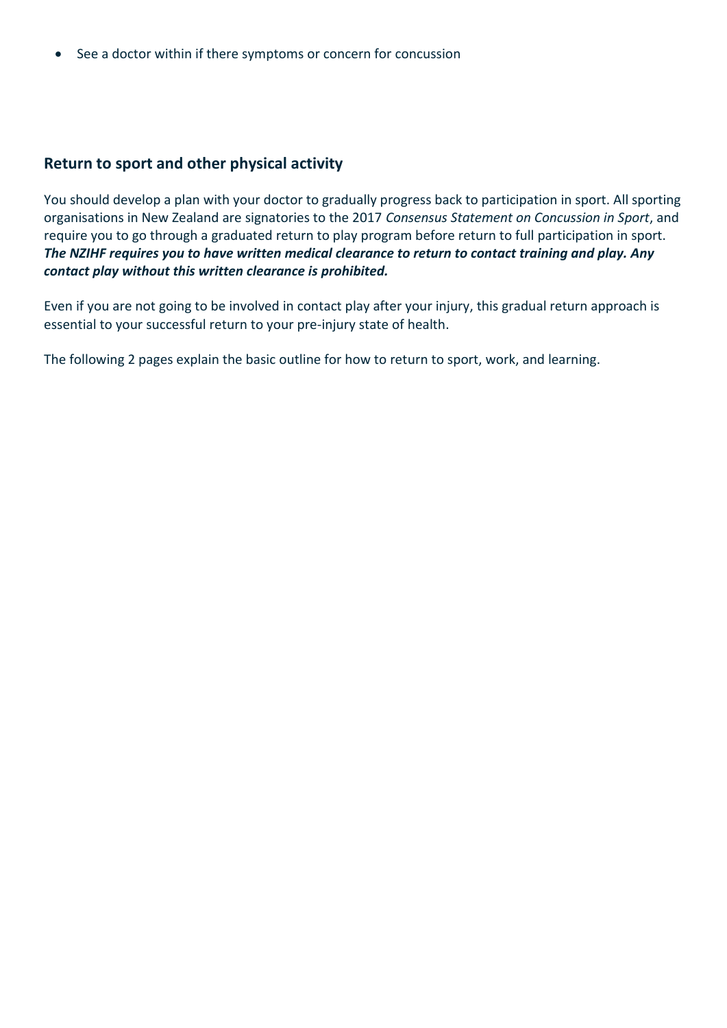- See a doctor within if there symptoms or concern for concussion

## Return to sport and other physical activity

You should develop a plan with your doctor to gradually progress back to participation in sport. All sporting organisations in New Zealand are signatories to the 2017 *Consensus Statement on Concussion in Sport*, and require you to go through a graduated return to play program before return to full participation in sport. ***The NZIHF requires you to have written medical clearance to return to contact training and play. Any contact play without this written clearance is prohibited.***

Even if you are not going to be involved in contact play after your injury, this gradual return approach is essential to your successful return to your pre-injury state of health.

The following 2 pages explain the basic outline for how to return to sport, work, and learning.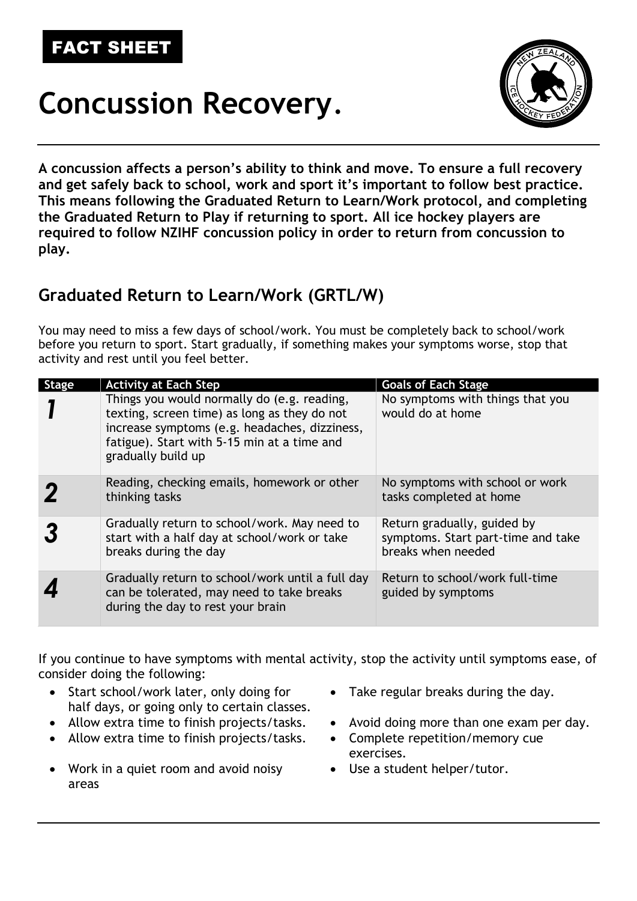FACT SHEET

# Concussion Recovery.

**A concussion affects a person's ability to think and move. To ensure a full recovery and get safely back to school, work and sport it's important to follow best practice. This means following the Graduated Return to Learn/Work protocol, and completing the Graduated Return to Play if returning to sport. All ice hockey players are required to follow NZIHF concussion policy in order to return from concussion to play.**

## Graduated Return to Learn/Work (GRTL/W)

You may need to miss a few days of school/work. You must be completely back to school/work before you return to sport. Start gradually, if something makes your symptoms worse, stop that activity and rest until you feel better.

| Stage | Activity at Each Step | Goals of Each Stage |
| --- | --- | --- |
| **1** | Things you would normally do (e.g. reading, texting, screen time) as long as they do not increase symptoms (e.g. headaches, dizziness, fatigue). Start with 5-15 min at a time and gradually build up | No symptoms with things that you would do at home |
| **2** | Reading, checking emails, homework or other thinking tasks | No symptoms with school or work tasks completed at home |
| **3** | Gradually return to school/work. May need to start with a half day at school/work or take breaks during the day | Return gradually, guided by symptoms. Start part-time and take breaks when needed |
| **4** | Gradually return to school/work until a full day can be tolerated, may need to take breaks during the day to rest your brain | Return to school/work full-time guided by symptoms |

If you continue to have symptoms with mental activity, stop the activity until symptoms ease, of consider doing the following:

- Start school/work later, only doing for half days, or going only to certain classes.
- Allow extra time to finish projects/tasks.
- Allow extra time to finish projects/tasks.
- Work in a quiet room and avoid noisy areas
- Take regular breaks during the day.
- Avoid doing more than one exam per day.
- Complete repetition/memory cue exercises.
- Use a student helper/tutor.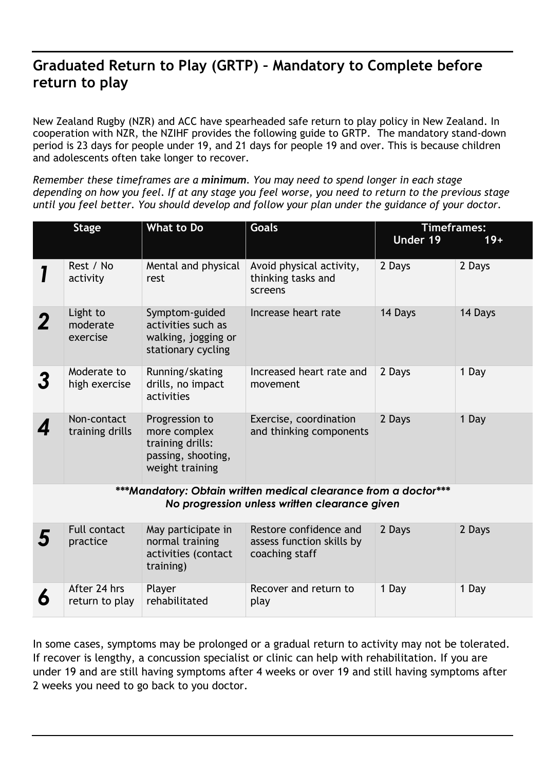## Graduated Return to Play (GRTP) – Mandatory to Complete before return to play

New Zealand Rugby (NZR) and ACC have spearheaded safe return to play policy in New Zealand. In cooperation with NZR, the NZIHF provides the following guide to GRTP. The mandatory stand-down period is 23 days for people under 19, and 21 days for people 19 and over. This is because children and adolescents often take longer to recover.

*Remember these timeframes are a **minimum**. You may need to spend longer in each stage depending on how you feel. If at any stage you feel worse, you need to return to the previous stage until you feel better. You should develop and follow your plan under the guidance of your doctor.*

| Stage | | What to Do | Goals | Timeframes: Under 19 | Timeframes: 19+ |
|---|---|---|---|---|---|
| **1** | Rest / No activity | Mental and physical rest | Avoid physical activity, thinking tasks and screens | 2 Days | 2 Days |
| **2** | Light to moderate exercise | Symptom-guided activities such as walking, jogging or stationary cycling | Increase heart rate | 14 Days | 14 Days |
| **3** | Moderate to high exercise | Running/skating drills, no impact activities | Increased heart rate and movement | 2 Days | 1 Day |
| **4** | Non-contact training drills | Progression to more complex training drills: passing, shooting, weight training | Exercise, coordination and thinking components | 2 Days | 1 Day |
| ***\*\*\*Mandatory: Obtain written medical clearance from a doctor\*\*\* No progression unless written clearance given*** | | | | | |
| **5** | Full contact practice | May participate in normal training activities (contact training) | Restore confidence and assess function skills by coaching staff | 2 Days | 2 Days |
| **6** | After 24 hrs return to play | Player rehabilitated | Recover and return to play | 1 Day | 1 Day |

In some cases, symptoms may be prolonged or a gradual return to activity may not be tolerated. If recover is lengthy, a concussion specialist or clinic can help with rehabilitation. If you are under 19 and are still having symptoms after 4 weeks or over 19 and still having symptoms after 2 weeks you need to go back to you doctor.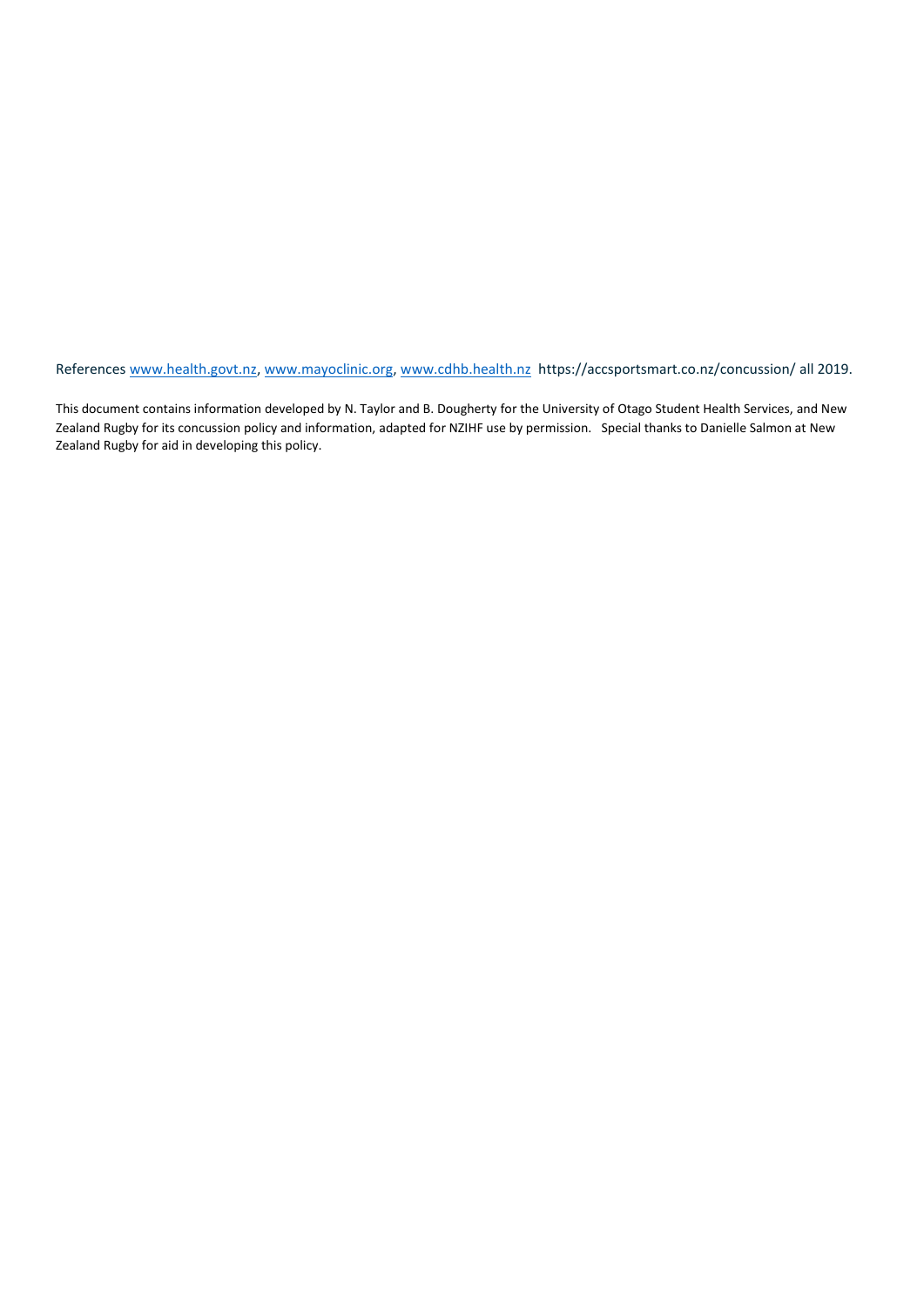References www.health.govt.nz, www.mayoclinic.org, www.cdhb.health.nz https://accsportsmart.co.nz/concussion/ all 2019.

This document contains information developed by N. Taylor and B. Dougherty for the University of Otago Student Health Services, and New Zealand Rugby for its concussion policy and information, adapted for NZIHF use by permission. Special thanks to Danielle Salmon at New Zealand Rugby for aid in developing this policy.